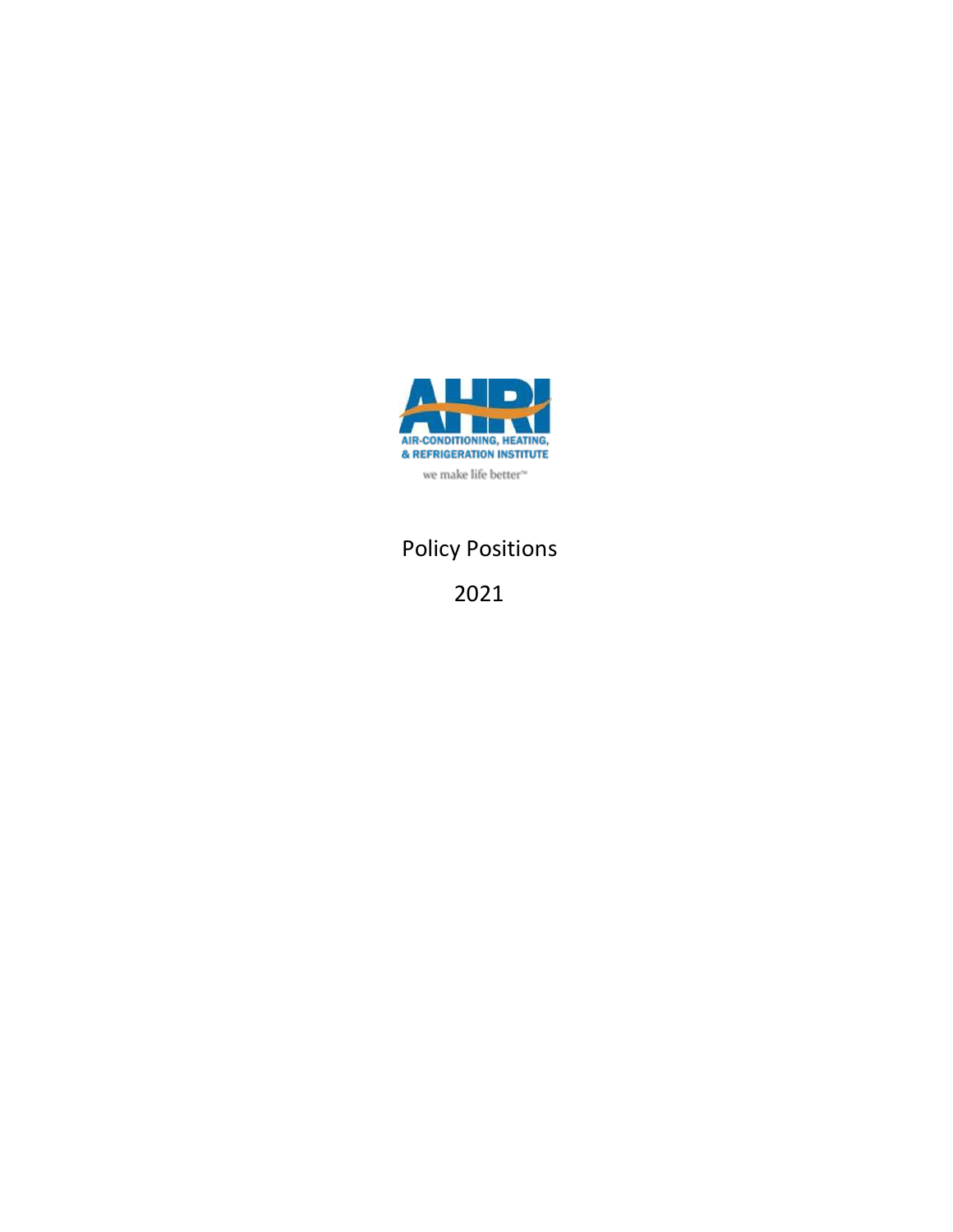AHRI

AIR-CONDITIONING, HEATING, & REFRIGERATION INSTITUTE

we make life better™

# Policy Positions

2021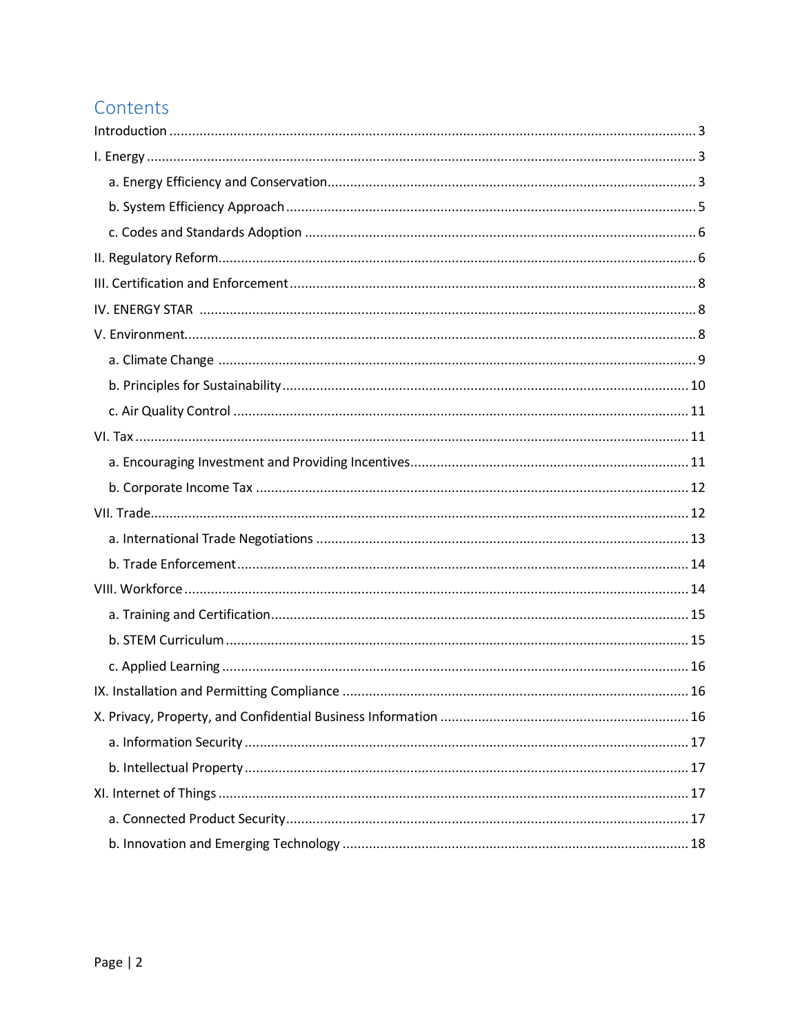# Contents

- Introduction ... 3
- I. Energy ... 3
  - a. Energy Efficiency and Conservation ... 3
  - b. System Efficiency Approach ... 5
  - c. Codes and Standards Adoption ... 6
- II. Regulatory Reform ... 6
- III. Certification and Enforcement ... 8
- IV. ENERGY STAR ... 8
- V. Environment ... 8
  - a. Climate Change ... 9
  - b. Principles for Sustainability ... 10
  - c. Air Quality Control ... 11
- VI. Tax ... 11
  - a. Encouraging Investment and Providing Incentives ... 11
  - b. Corporate Income Tax ... 12
- VII. Trade ... 12
  - a. International Trade Negotiations ... 13
  - b. Trade Enforcement ... 14
- VIII. Workforce ... 14
  - a. Training and Certification ... 15
  - b. STEM Curriculum ... 15
  - c. Applied Learning ... 16
- IX. Installation and Permitting Compliance ... 16
- X. Privacy, Property, and Confidential Business Information ... 16
  - a. Information Security ... 17
  - b. Intellectual Property ... 17
- XI. Internet of Things ... 17
  - a. Connected Product Security ... 17
  - b. Innovation and Emerging Technology ... 18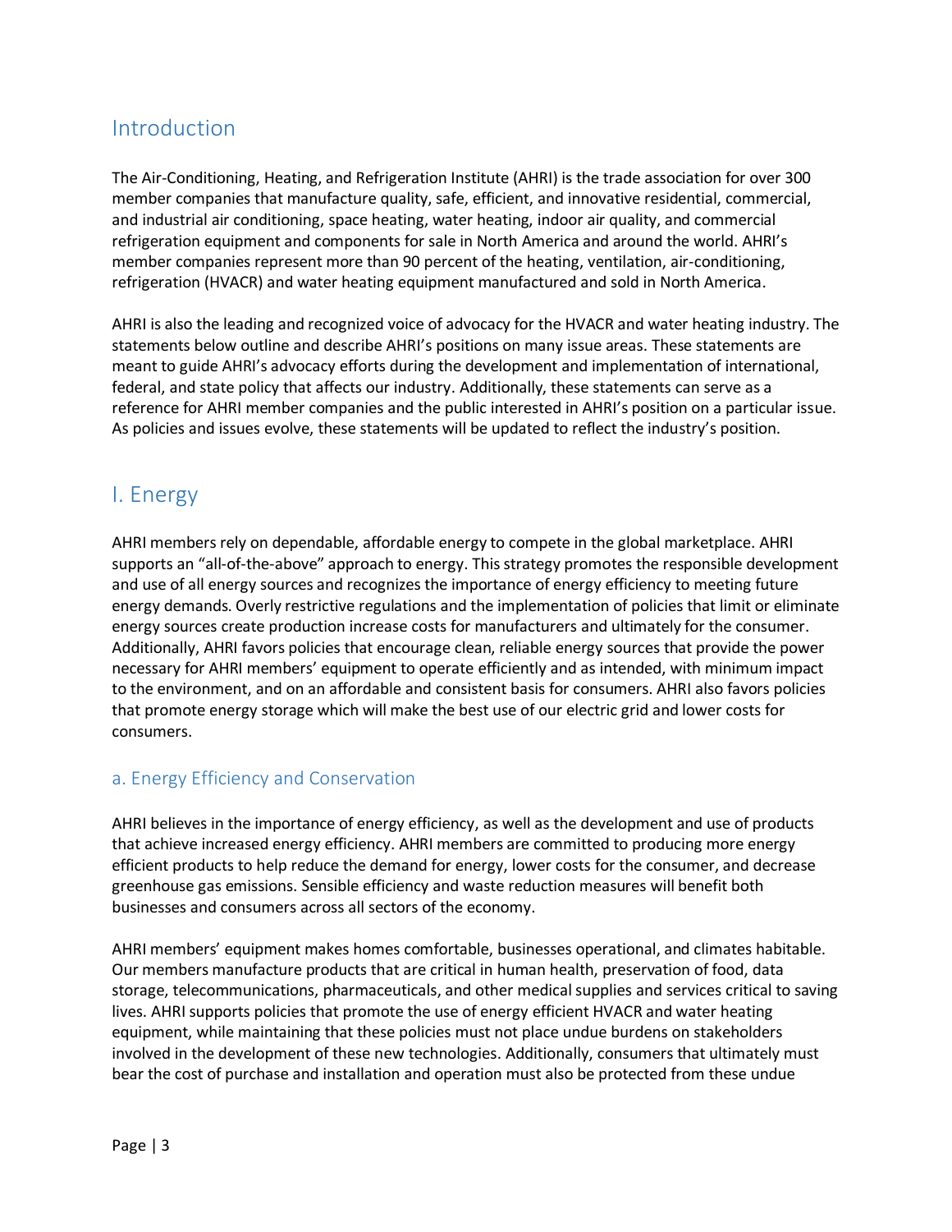## Introduction

The Air-Conditioning, Heating, and Refrigeration Institute (AHRI) is the trade association for over 300 member companies that manufacture quality, safe, efficient, and innovative residential, commercial, and industrial air conditioning, space heating, water heating, indoor air quality, and commercial refrigeration equipment and components for sale in North America and around the world. AHRI's member companies represent more than 90 percent of the heating, ventilation, air-conditioning, refrigeration (HVACR) and water heating equipment manufactured and sold in North America.

AHRI is also the leading and recognized voice of advocacy for the HVACR and water heating industry. The statements below outline and describe AHRI's positions on many issue areas. These statements are meant to guide AHRI's advocacy efforts during the development and implementation of international, federal, and state policy that affects our industry. Additionally, these statements can serve as a reference for AHRI member companies and the public interested in AHRI's position on a particular issue. As policies and issues evolve, these statements will be updated to reflect the industry's position.

## I. Energy

AHRI members rely on dependable, affordable energy to compete in the global marketplace. AHRI supports an "all-of-the-above" approach to energy. This strategy promotes the responsible development and use of all energy sources and recognizes the importance of energy efficiency to meeting future energy demands. Overly restrictive regulations and the implementation of policies that limit or eliminate energy sources create production increase costs for manufacturers and ultimately for the consumer. Additionally, AHRI favors policies that encourage clean, reliable energy sources that provide the power necessary for AHRI members' equipment to operate efficiently and as intended, with minimum impact to the environment, and on an affordable and consistent basis for consumers. AHRI also favors policies that promote energy storage which will make the best use of our electric grid and lower costs for consumers.

### a. Energy Efficiency and Conservation

AHRI believes in the importance of energy efficiency, as well as the development and use of products that achieve increased energy efficiency. AHRI members are committed to producing more energy efficient products to help reduce the demand for energy, lower costs for the consumer, and decrease greenhouse gas emissions. Sensible efficiency and waste reduction measures will benefit both businesses and consumers across all sectors of the economy.

AHRI members' equipment makes homes comfortable, businesses operational, and climates habitable. Our members manufacture products that are critical in human health, preservation of food, data storage, telecommunications, pharmaceuticals, and other medical supplies and services critical to saving lives. AHRI supports policies that promote the use of energy efficient HVACR and water heating equipment, while maintaining that these policies must not place undue burdens on stakeholders involved in the development of these new technologies. Additionally, consumers that ultimately must bear the cost of purchase and installation and operation must also be protected from these undue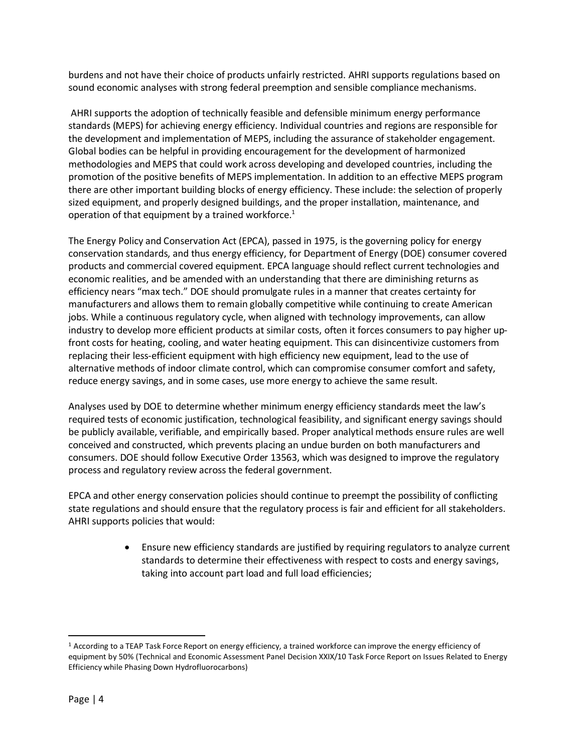burdens and not have their choice of products unfairly restricted. AHRI supports regulations based on sound economic analyses with strong federal preemption and sensible compliance mechanisms.

AHRI supports the adoption of technically feasible and defensible minimum energy performance standards (MEPS) for achieving energy efficiency. Individual countries and regions are responsible for the development and implementation of MEPS, including the assurance of stakeholder engagement. Global bodies can be helpful in providing encouragement for the development of harmonized methodologies and MEPS that could work across developing and developed countries, including the promotion of the positive benefits of MEPS implementation. In addition to an effective MEPS program there are other important building blocks of energy efficiency. These include: the selection of properly sized equipment, and properly designed buildings, and the proper installation, maintenance, and operation of that equipment by a trained workforce.[1]

The Energy Policy and Conservation Act (EPCA), passed in 1975, is the governing policy for energy conservation standards, and thus energy efficiency, for Department of Energy (DOE) consumer covered products and commercial covered equipment. EPCA language should reflect current technologies and economic realities, and be amended with an understanding that there are diminishing returns as efficiency nears "max tech." DOE should promulgate rules in a manner that creates certainty for manufacturers and allows them to remain globally competitive while continuing to create American jobs. While a continuous regulatory cycle, when aligned with technology improvements, can allow industry to develop more efficient products at similar costs, often it forces consumers to pay higher up-front costs for heating, cooling, and water heating equipment. This can disincentivize customers from replacing their less-efficient equipment with high efficiency new equipment, lead to the use of alternative methods of indoor climate control, which can compromise consumer comfort and safety, reduce energy savings, and in some cases, use more energy to achieve the same result.

Analyses used by DOE to determine whether minimum energy efficiency standards meet the law's required tests of economic justification, technological feasibility, and significant energy savings should be publicly available, verifiable, and empirically based. Proper analytical methods ensure rules are well conceived and constructed, which prevents placing an undue burden on both manufacturers and consumers. DOE should follow Executive Order 13563, which was designed to improve the regulatory process and regulatory review across the federal government.

EPCA and other energy conservation policies should continue to preempt the possibility of conflicting state regulations and should ensure that the regulatory process is fair and efficient for all stakeholders. AHRI supports policies that would:

- Ensure new efficiency standards are justified by requiring regulators to analyze current standards to determine their effectiveness with respect to costs and energy savings, taking into account part load and full load efficiencies;

---

[1] According to a TEAP Task Force Report on energy efficiency, a trained workforce can improve the energy efficiency of equipment by 50% (Technical and Economic Assessment Panel Decision XXIX/10 Task Force Report on Issues Related to Energy Efficiency while Phasing Down Hydrofluorocarbons)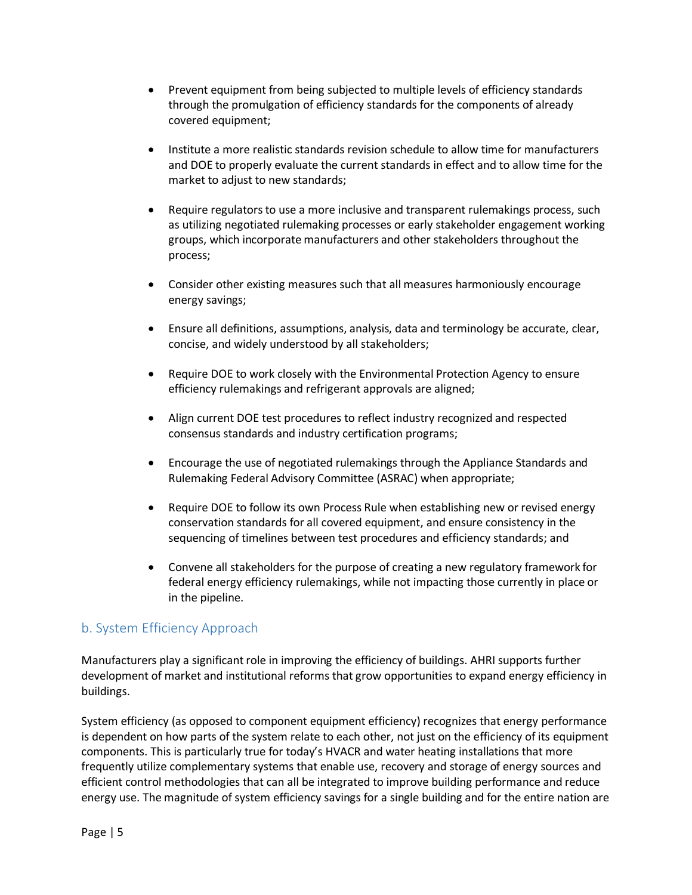- Prevent equipment from being subjected to multiple levels of efficiency standards through the promulgation of efficiency standards for the components of already covered equipment;
- Institute a more realistic standards revision schedule to allow time for manufacturers and DOE to properly evaluate the current standards in effect and to allow time for the market to adjust to new standards;
- Require regulators to use a more inclusive and transparent rulemakings process, such as utilizing negotiated rulemaking processes or early stakeholder engagement working groups, which incorporate manufacturers and other stakeholders throughout the process;
- Consider other existing measures such that all measures harmoniously encourage energy savings;
- Ensure all definitions, assumptions, analysis, data and terminology be accurate, clear, concise, and widely understood by all stakeholders;
- Require DOE to work closely with the Environmental Protection Agency to ensure efficiency rulemakings and refrigerant approvals are aligned;
- Align current DOE test procedures to reflect industry recognized and respected consensus standards and industry certification programs;
- Encourage the use of negotiated rulemakings through the Appliance Standards and Rulemaking Federal Advisory Committee (ASRAC) when appropriate;
- Require DOE to follow its own Process Rule when establishing new or revised energy conservation standards for all covered equipment, and ensure consistency in the sequencing of timelines between test procedures and efficiency standards; and
- Convene all stakeholders for the purpose of creating a new regulatory framework for federal energy efficiency rulemakings, while not impacting those currently in place or in the pipeline.

## b. System Efficiency Approach

Manufacturers play a significant role in improving the efficiency of buildings. AHRI supports further development of market and institutional reforms that grow opportunities to expand energy efficiency in buildings.

System efficiency (as opposed to component equipment efficiency) recognizes that energy performance is dependent on how parts of the system relate to each other, not just on the efficiency of its equipment components. This is particularly true for today's HVACR and water heating installations that more frequently utilize complementary systems that enable use, recovery and storage of energy sources and efficient control methodologies that can all be integrated to improve building performance and reduce energy use. The magnitude of system efficiency savings for a single building and for the entire nation are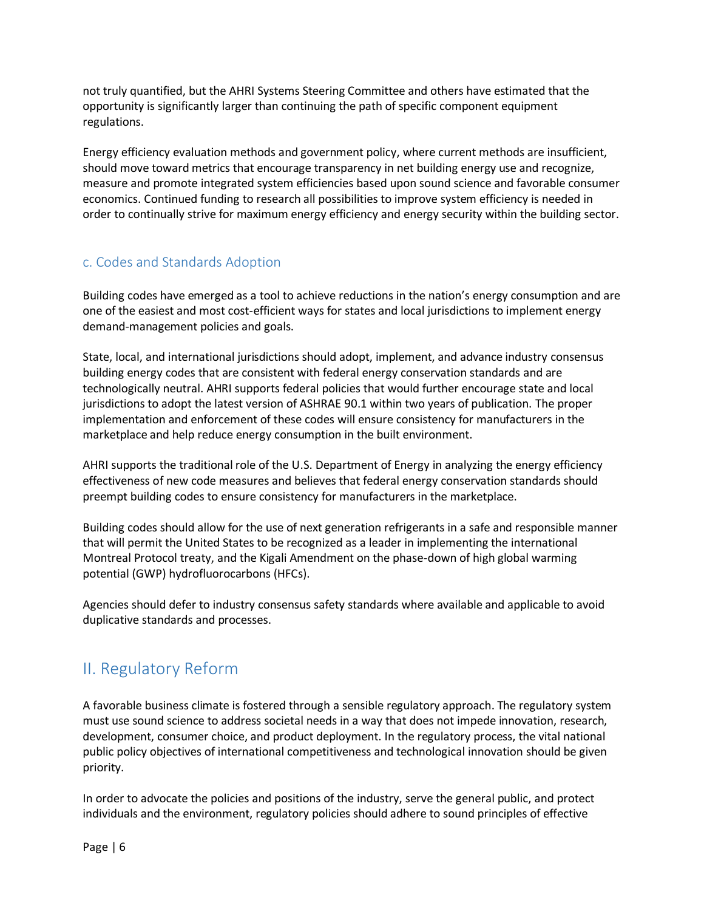not truly quantified, but the AHRI Systems Steering Committee and others have estimated that the opportunity is significantly larger than continuing the path of specific component equipment regulations.

Energy efficiency evaluation methods and government policy, where current methods are insufficient, should move toward metrics that encourage transparency in net building energy use and recognize, measure and promote integrated system efficiencies based upon sound science and favorable consumer economics. Continued funding to research all possibilities to improve system efficiency is needed in order to continually strive for maximum energy efficiency and energy security within the building sector.

### c. Codes and Standards Adoption

Building codes have emerged as a tool to achieve reductions in the nation's energy consumption and are one of the easiest and most cost-efficient ways for states and local jurisdictions to implement energy demand-management policies and goals.

State, local, and international jurisdictions should adopt, implement, and advance industry consensus building energy codes that are consistent with federal energy conservation standards and are technologically neutral. AHRI supports federal policies that would further encourage state and local jurisdictions to adopt the latest version of ASHRAE 90.1 within two years of publication. The proper implementation and enforcement of these codes will ensure consistency for manufacturers in the marketplace and help reduce energy consumption in the built environment.

AHRI supports the traditional role of the U.S. Department of Energy in analyzing the energy efficiency effectiveness of new code measures and believes that federal energy conservation standards should preempt building codes to ensure consistency for manufacturers in the marketplace.

Building codes should allow for the use of next generation refrigerants in a safe and responsible manner that will permit the United States to be recognized as a leader in implementing the international Montreal Protocol treaty, and the Kigali Amendment on the phase-down of high global warming potential (GWP) hydrofluorocarbons (HFCs).

Agencies should defer to industry consensus safety standards where available and applicable to avoid duplicative standards and processes.

## II. Regulatory Reform

A favorable business climate is fostered through a sensible regulatory approach. The regulatory system must use sound science to address societal needs in a way that does not impede innovation, research, development, consumer choice, and product deployment. In the regulatory process, the vital national public policy objectives of international competitiveness and technological innovation should be given priority.

In order to advocate the policies and positions of the industry, serve the general public, and protect individuals and the environment, regulatory policies should adhere to sound principles of effective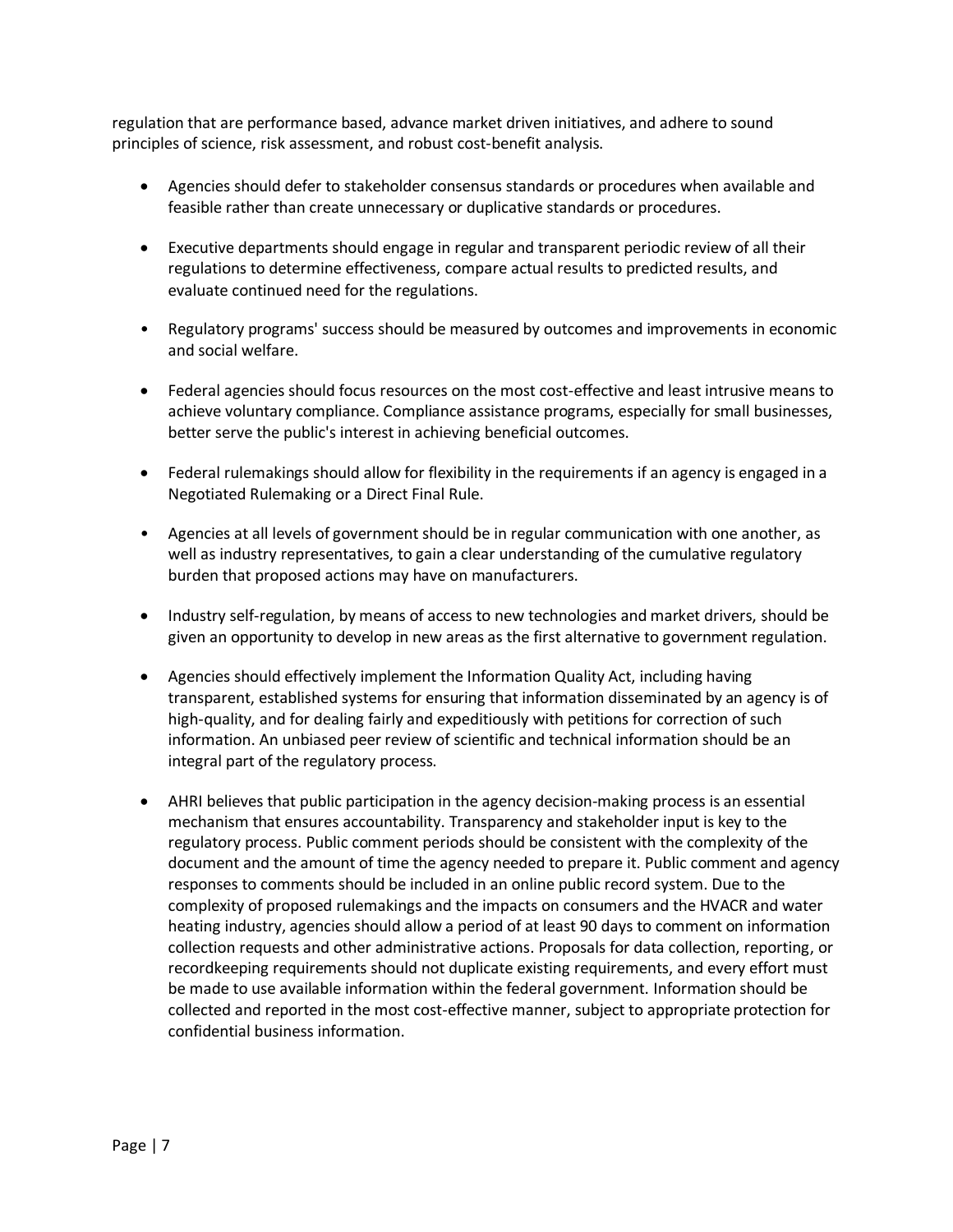regulation that are performance based, advance market driven initiatives, and adhere to sound principles of science, risk assessment, and robust cost-benefit analysis.

- Agencies should defer to stakeholder consensus standards or procedures when available and feasible rather than create unnecessary or duplicative standards or procedures.

- Executive departments should engage in regular and transparent periodic review of all their regulations to determine effectiveness, compare actual results to predicted results, and evaluate continued need for the regulations.

- Regulatory programs' success should be measured by outcomes and improvements in economic and social welfare.

- Federal agencies should focus resources on the most cost-effective and least intrusive means to achieve voluntary compliance. Compliance assistance programs, especially for small businesses, better serve the public's interest in achieving beneficial outcomes.

- Federal rulemakings should allow for flexibility in the requirements if an agency is engaged in a Negotiated Rulemaking or a Direct Final Rule.

- Agencies at all levels of government should be in regular communication with one another, as well as industry representatives, to gain a clear understanding of the cumulative regulatory burden that proposed actions may have on manufacturers.

- Industry self-regulation, by means of access to new technologies and market drivers, should be given an opportunity to develop in new areas as the first alternative to government regulation.

- Agencies should effectively implement the Information Quality Act, including having transparent, established systems for ensuring that information disseminated by an agency is of high-quality, and for dealing fairly and expeditiously with petitions for correction of such information. An unbiased peer review of scientific and technical information should be an integral part of the regulatory process.

- AHRI believes that public participation in the agency decision-making process is an essential mechanism that ensures accountability. Transparency and stakeholder input is key to the regulatory process. Public comment periods should be consistent with the complexity of the document and the amount of time the agency needed to prepare it. Public comment and agency responses to comments should be included in an online public record system. Due to the complexity of proposed rulemakings and the impacts on consumers and the HVACR and water heating industry, agencies should allow a period of at least 90 days to comment on information collection requests and other administrative actions. Proposals for data collection, reporting, or recordkeeping requirements should not duplicate existing requirements, and every effort must be made to use available information within the federal government. Information should be collected and reported in the most cost-effective manner, subject to appropriate protection for confidential business information.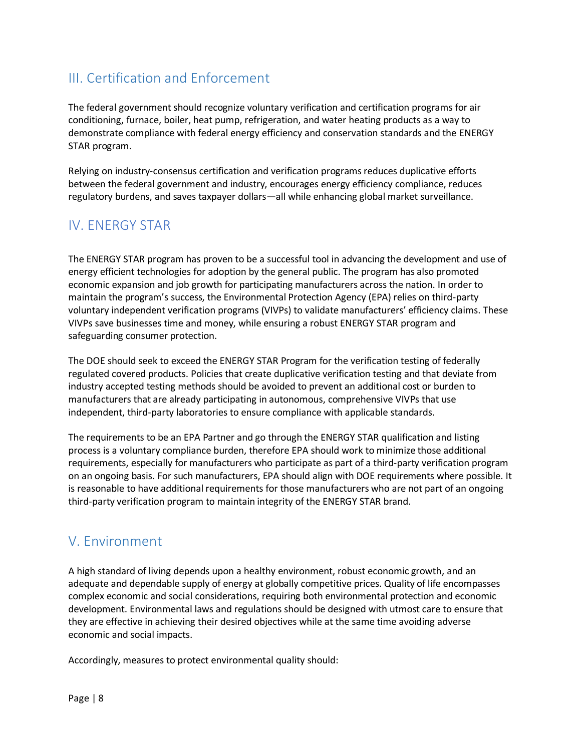## III. Certification and Enforcement

The federal government should recognize voluntary verification and certification programs for air conditioning, furnace, boiler, heat pump, refrigeration, and water heating products as a way to demonstrate compliance with federal energy efficiency and conservation standards and the ENERGY STAR program.

Relying on industry-consensus certification and verification programs reduces duplicative efforts between the federal government and industry, encourages energy efficiency compliance, reduces regulatory burdens, and saves taxpayer dollars—all while enhancing global market surveillance.

## IV. ENERGY STAR

The ENERGY STAR program has proven to be a successful tool in advancing the development and use of energy efficient technologies for adoption by the general public. The program has also promoted economic expansion and job growth for participating manufacturers across the nation. In order to maintain the program's success, the Environmental Protection Agency (EPA) relies on third-party voluntary independent verification programs (VIVPs) to validate manufacturers' efficiency claims. These VIVPs save businesses time and money, while ensuring a robust ENERGY STAR program and safeguarding consumer protection.

The DOE should seek to exceed the ENERGY STAR Program for the verification testing of federally regulated covered products. Policies that create duplicative verification testing and that deviate from industry accepted testing methods should be avoided to prevent an additional cost or burden to manufacturers that are already participating in autonomous, comprehensive VIVPs that use independent, third-party laboratories to ensure compliance with applicable standards.

The requirements to be an EPA Partner and go through the ENERGY STAR qualification and listing process is a voluntary compliance burden, therefore EPA should work to minimize those additional requirements, especially for manufacturers who participate as part of a third-party verification program on an ongoing basis. For such manufacturers, EPA should align with DOE requirements where possible. It is reasonable to have additional requirements for those manufacturers who are not part of an ongoing third-party verification program to maintain integrity of the ENERGY STAR brand.

## V. Environment

A high standard of living depends upon a healthy environment, robust economic growth, and an adequate and dependable supply of energy at globally competitive prices. Quality of life encompasses complex economic and social considerations, requiring both environmental protection and economic development. Environmental laws and regulations should be designed with utmost care to ensure that they are effective in achieving their desired objectives while at the same time avoiding adverse economic and social impacts.

Accordingly, measures to protect environmental quality should: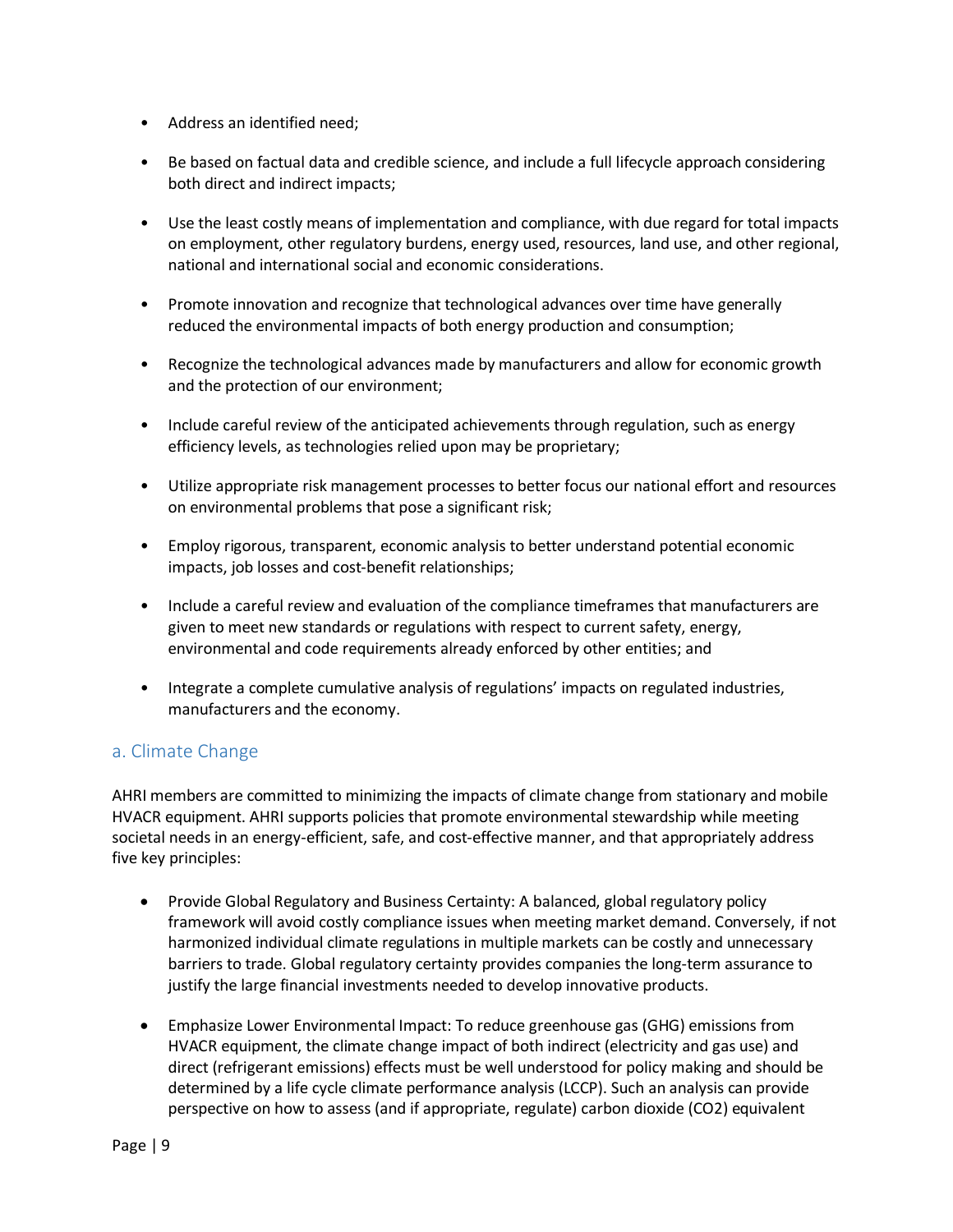- Address an identified need;
- Be based on factual data and credible science, and include a full lifecycle approach considering both direct and indirect impacts;
- Use the least costly means of implementation and compliance, with due regard for total impacts on employment, other regulatory burdens, energy used, resources, land use, and other regional, national and international social and economic considerations.
- Promote innovation and recognize that technological advances over time have generally reduced the environmental impacts of both energy production and consumption;
- Recognize the technological advances made by manufacturers and allow for economic growth and the protection of our environment;
- Include careful review of the anticipated achievements through regulation, such as energy efficiency levels, as technologies relied upon may be proprietary;
- Utilize appropriate risk management processes to better focus our national effort and resources on environmental problems that pose a significant risk;
- Employ rigorous, transparent, economic analysis to better understand potential economic impacts, job losses and cost-benefit relationships;
- Include a careful review and evaluation of the compliance timeframes that manufacturers are given to meet new standards or regulations with respect to current safety, energy, environmental and code requirements already enforced by other entities; and
- Integrate a complete cumulative analysis of regulations' impacts on regulated industries, manufacturers and the economy.

## a. Climate Change

AHRI members are committed to minimizing the impacts of climate change from stationary and mobile HVACR equipment. AHRI supports policies that promote environmental stewardship while meeting societal needs in an energy-efficient, safe, and cost-effective manner, and that appropriately address five key principles:

- Provide Global Regulatory and Business Certainty: A balanced, global regulatory policy framework will avoid costly compliance issues when meeting market demand. Conversely, if not harmonized individual climate regulations in multiple markets can be costly and unnecessary barriers to trade. Global regulatory certainty provides companies the long-term assurance to justify the large financial investments needed to develop innovative products.
- Emphasize Lower Environmental Impact: To reduce greenhouse gas (GHG) emissions from HVACR equipment, the climate change impact of both indirect (electricity and gas use) and direct (refrigerant emissions) effects must be well understood for policy making and should be determined by a life cycle climate performance analysis (LCCP). Such an analysis can provide perspective on how to assess (and if appropriate, regulate) carbon dioxide ($CO_2$) equivalent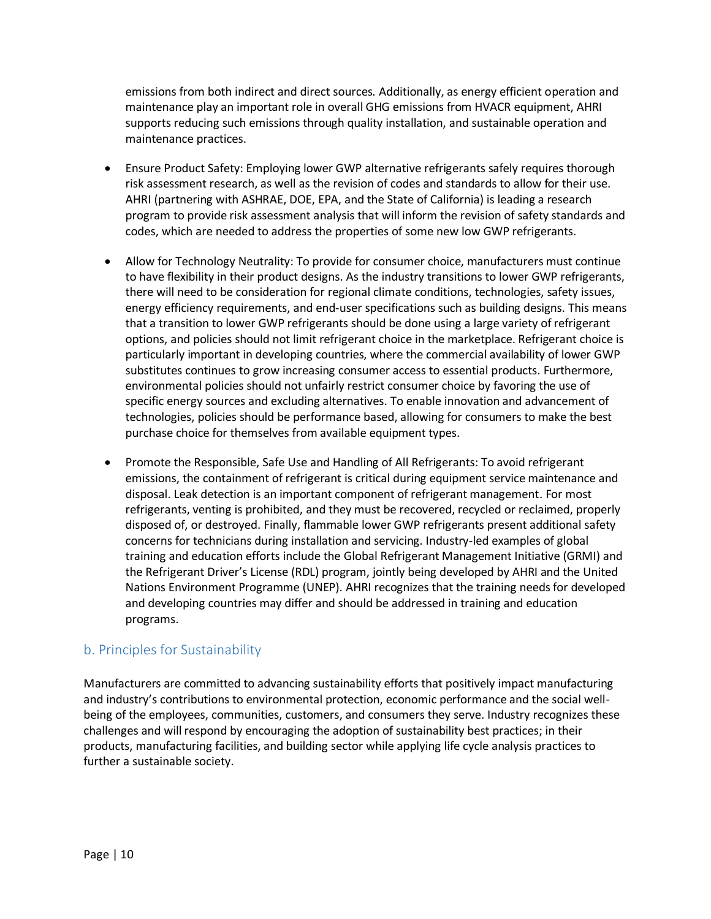emissions from both indirect and direct sources. Additionally, as energy efficient operation and maintenance play an important role in overall GHG emissions from HVACR equipment, AHRI supports reducing such emissions through quality installation, and sustainable operation and maintenance practices.

- Ensure Product Safety: Employing lower GWP alternative refrigerants safely requires thorough risk assessment research, as well as the revision of codes and standards to allow for their use. AHRI (partnering with ASHRAE, DOE, EPA, and the State of California) is leading a research program to provide risk assessment analysis that will inform the revision of safety standards and codes, which are needed to address the properties of some new low GWP refrigerants.

- Allow for Technology Neutrality: To provide for consumer choice, manufacturers must continue to have flexibility in their product designs. As the industry transitions to lower GWP refrigerants, there will need to be consideration for regional climate conditions, technologies, safety issues, energy efficiency requirements, and end-user specifications such as building designs. This means that a transition to lower GWP refrigerants should be done using a large variety of refrigerant options, and policies should not limit refrigerant choice in the marketplace. Refrigerant choice is particularly important in developing countries, where the commercial availability of lower GWP substitutes continues to grow increasing consumer access to essential products. Furthermore, environmental policies should not unfairly restrict consumer choice by favoring the use of specific energy sources and excluding alternatives. To enable innovation and advancement of technologies, policies should be performance based, allowing for consumers to make the best purchase choice for themselves from available equipment types.

- Promote the Responsible, Safe Use and Handling of All Refrigerants: To avoid refrigerant emissions, the containment of refrigerant is critical during equipment service maintenance and disposal. Leak detection is an important component of refrigerant management. For most refrigerants, venting is prohibited, and they must be recovered, recycled or reclaimed, properly disposed of, or destroyed. Finally, flammable lower GWP refrigerants present additional safety concerns for technicians during installation and servicing. Industry-led examples of global training and education efforts include the Global Refrigerant Management Initiative (GRMI) and the Refrigerant Driver's License (RDL) program, jointly being developed by AHRI and the United Nations Environment Programme (UNEP). AHRI recognizes that the training needs for developed and developing countries may differ and should be addressed in training and education programs.

## b. Principles for Sustainability

Manufacturers are committed to advancing sustainability efforts that positively impact manufacturing and industry's contributions to environmental protection, economic performance and the social well-being of the employees, communities, customers, and consumers they serve. Industry recognizes these challenges and will respond by encouraging the adoption of sustainability best practices; in their products, manufacturing facilities, and building sector while applying life cycle analysis practices to further a sustainable society.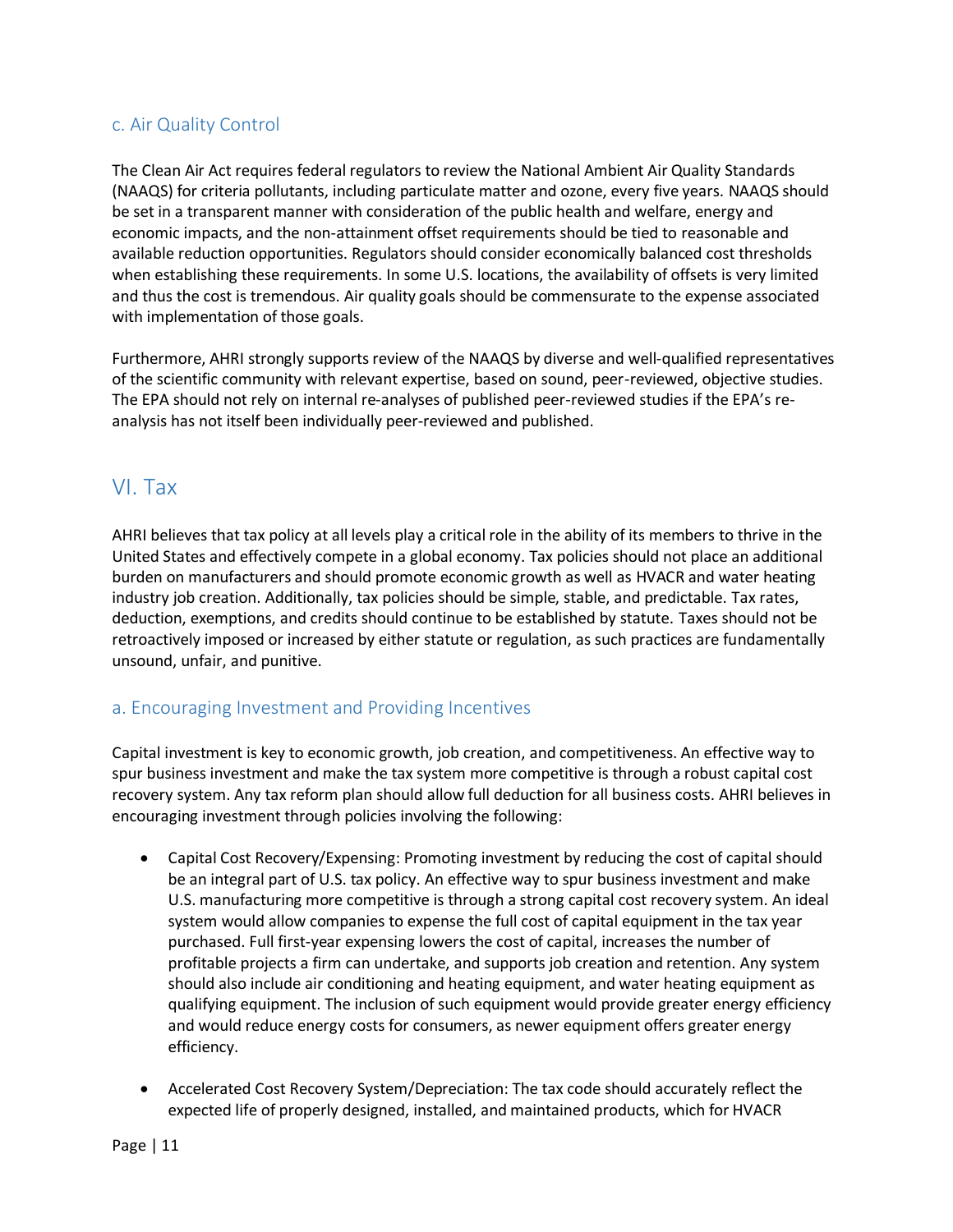### c. Air Quality Control

The Clean Air Act requires federal regulators to review the National Ambient Air Quality Standards (NAAQS) for criteria pollutants, including particulate matter and ozone, every five years. NAAQS should be set in a transparent manner with consideration of the public health and welfare, energy and economic impacts, and the non-attainment offset requirements should be tied to reasonable and available reduction opportunities. Regulators should consider economically balanced cost thresholds when establishing these requirements. In some U.S. locations, the availability of offsets is very limited and thus the cost is tremendous. Air quality goals should be commensurate to the expense associated with implementation of those goals.

Furthermore, AHRI strongly supports review of the NAAQS by diverse and well-qualified representatives of the scientific community with relevant expertise, based on sound, peer-reviewed, objective studies. The EPA should not rely on internal re-analyses of published peer-reviewed studies if the EPA's re-analysis has not itself been individually peer-reviewed and published.

## VI. Tax

AHRI believes that tax policy at all levels play a critical role in the ability of its members to thrive in the United States and effectively compete in a global economy. Tax policies should not place an additional burden on manufacturers and should promote economic growth as well as HVACR and water heating industry job creation. Additionally, tax policies should be simple, stable, and predictable. Tax rates, deduction, exemptions, and credits should continue to be established by statute. Taxes should not be retroactively imposed or increased by either statute or regulation, as such practices are fundamentally unsound, unfair, and punitive.

### a. Encouraging Investment and Providing Incentives

Capital investment is key to economic growth, job creation, and competitiveness. An effective way to spur business investment and make the tax system more competitive is through a robust capital cost recovery system. Any tax reform plan should allow full deduction for all business costs. AHRI believes in encouraging investment through policies involving the following:

- Capital Cost Recovery/Expensing: Promoting investment by reducing the cost of capital should be an integral part of U.S. tax policy. An effective way to spur business investment and make U.S. manufacturing more competitive is through a strong capital cost recovery system. An ideal system would allow companies to expense the full cost of capital equipment in the tax year purchased. Full first-year expensing lowers the cost of capital, increases the number of profitable projects a firm can undertake, and supports job creation and retention. Any system should also include air conditioning and heating equipment, and water heating equipment as qualifying equipment. The inclusion of such equipment would provide greater energy efficiency and would reduce energy costs for consumers, as newer equipment offers greater energy efficiency.

- Accelerated Cost Recovery System/Depreciation: The tax code should accurately reflect the expected life of properly designed, installed, and maintained products, which for HVACR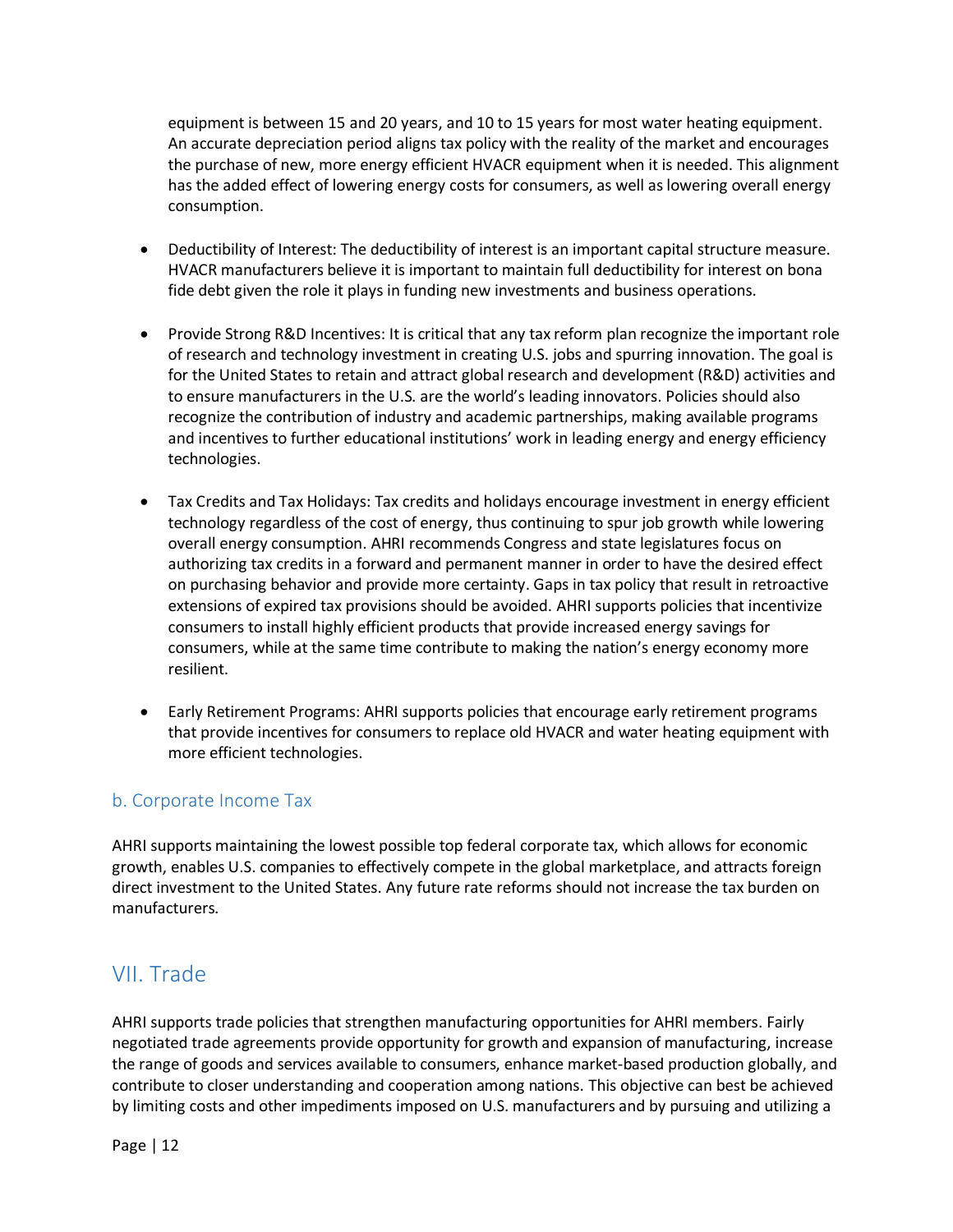equipment is between 15 and 20 years, and 10 to 15 years for most water heating equipment. An accurate depreciation period aligns tax policy with the reality of the market and encourages the purchase of new, more energy efficient HVACR equipment when it is needed. This alignment has the added effect of lowering energy costs for consumers, as well as lowering overall energy consumption.

- Deductibility of Interest: The deductibility of interest is an important capital structure measure. HVACR manufacturers believe it is important to maintain full deductibility for interest on bona fide debt given the role it plays in funding new investments and business operations.

- Provide Strong R&D Incentives: It is critical that any tax reform plan recognize the important role of research and technology investment in creating U.S. jobs and spurring innovation. The goal is for the United States to retain and attract global research and development (R&D) activities and to ensure manufacturers in the U.S. are the world's leading innovators. Policies should also recognize the contribution of industry and academic partnerships, making available programs and incentives to further educational institutions' work in leading energy and energy efficiency technologies.

- Tax Credits and Tax Holidays: Tax credits and holidays encourage investment in energy efficient technology regardless of the cost of energy, thus continuing to spur job growth while lowering overall energy consumption. AHRI recommends Congress and state legislatures focus on authorizing tax credits in a forward and permanent manner in order to have the desired effect on purchasing behavior and provide more certainty. Gaps in tax policy that result in retroactive extensions of expired tax provisions should be avoided. AHRI supports policies that incentivize consumers to install highly efficient products that provide increased energy savings for consumers, while at the same time contribute to making the nation's energy economy more resilient.

- Early Retirement Programs: AHRI supports policies that encourage early retirement programs that provide incentives for consumers to replace old HVACR and water heating equipment with more efficient technologies.

### b. Corporate Income Tax

AHRI supports maintaining the lowest possible top federal corporate tax, which allows for economic growth, enables U.S. companies to effectively compete in the global marketplace, and attracts foreign direct investment to the United States. Any future rate reforms should not increase the tax burden on manufacturers.

## VII. Trade

AHRI supports trade policies that strengthen manufacturing opportunities for AHRI members. Fairly negotiated trade agreements provide opportunity for growth and expansion of manufacturing, increase the range of goods and services available to consumers, enhance market-based production globally, and contribute to closer understanding and cooperation among nations. This objective can best be achieved by limiting costs and other impediments imposed on U.S. manufacturers and by pursuing and utilizing a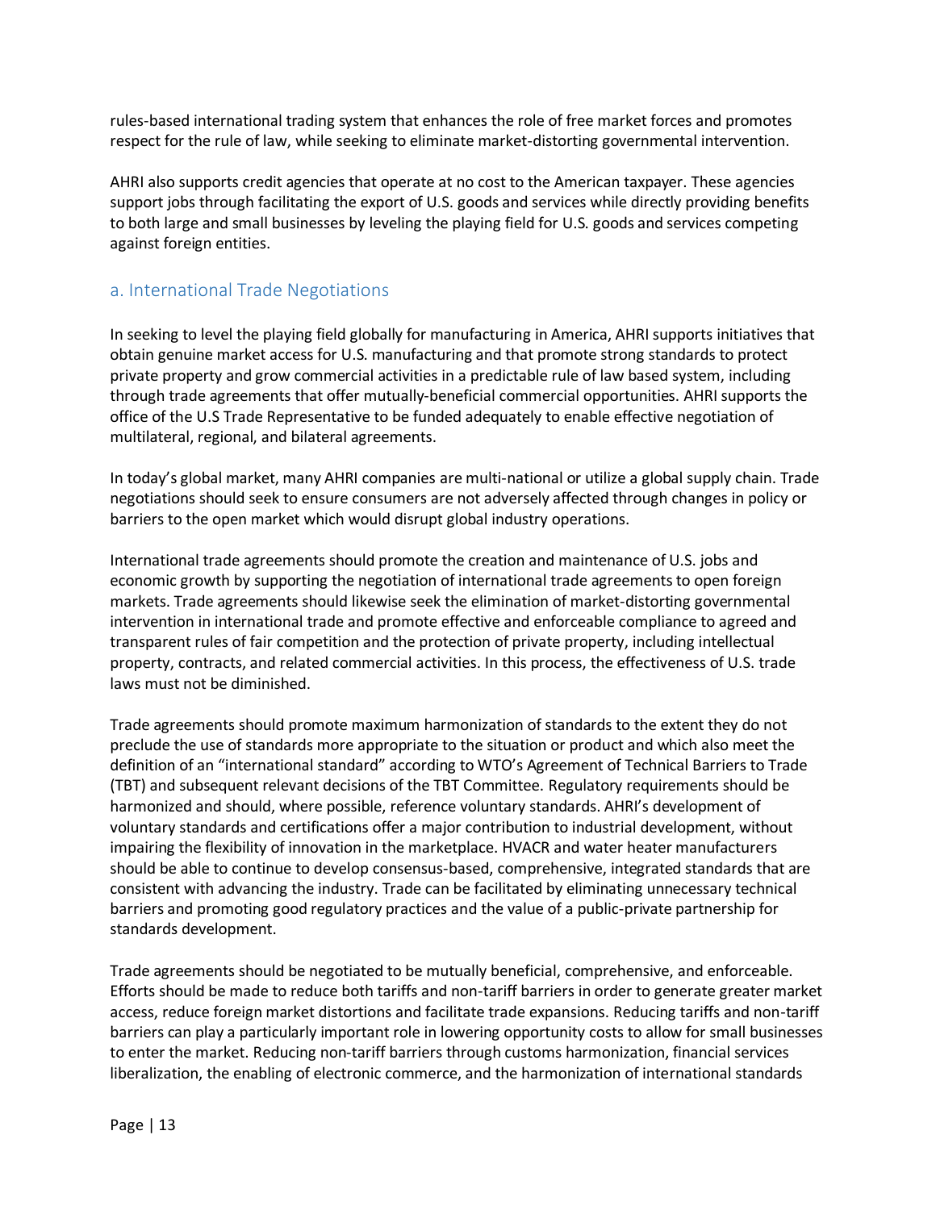rules-based international trading system that enhances the role of free market forces and promotes respect for the rule of law, while seeking to eliminate market-distorting governmental intervention.

AHRI also supports credit agencies that operate at no cost to the American taxpayer. These agencies support jobs through facilitating the export of U.S. goods and services while directly providing benefits to both large and small businesses by leveling the playing field for U.S. goods and services competing against foreign entities.

## a. International Trade Negotiations

In seeking to level the playing field globally for manufacturing in America, AHRI supports initiatives that obtain genuine market access for U.S. manufacturing and that promote strong standards to protect private property and grow commercial activities in a predictable rule of law based system, including through trade agreements that offer mutually-beneficial commercial opportunities. AHRI supports the office of the U.S Trade Representative to be funded adequately to enable effective negotiation of multilateral, regional, and bilateral agreements.

In today's global market, many AHRI companies are multi-national or utilize a global supply chain. Trade negotiations should seek to ensure consumers are not adversely affected through changes in policy or barriers to the open market which would disrupt global industry operations.

International trade agreements should promote the creation and maintenance of U.S. jobs and economic growth by supporting the negotiation of international trade agreements to open foreign markets. Trade agreements should likewise seek the elimination of market-distorting governmental intervention in international trade and promote effective and enforceable compliance to agreed and transparent rules of fair competition and the protection of private property, including intellectual property, contracts, and related commercial activities. In this process, the effectiveness of U.S. trade laws must not be diminished.

Trade agreements should promote maximum harmonization of standards to the extent they do not preclude the use of standards more appropriate to the situation or product and which also meet the definition of an "international standard" according to WTO's Agreement of Technical Barriers to Trade (TBT) and subsequent relevant decisions of the TBT Committee. Regulatory requirements should be harmonized and should, where possible, reference voluntary standards. AHRI's development of voluntary standards and certifications offer a major contribution to industrial development, without impairing the flexibility of innovation in the marketplace. HVACR and water heater manufacturers should be able to continue to develop consensus-based, comprehensive, integrated standards that are consistent with advancing the industry. Trade can be facilitated by eliminating unnecessary technical barriers and promoting good regulatory practices and the value of a public-private partnership for standards development.

Trade agreements should be negotiated to be mutually beneficial, comprehensive, and enforceable. Efforts should be made to reduce both tariffs and non-tariff barriers in order to generate greater market access, reduce foreign market distortions and facilitate trade expansions. Reducing tariffs and non-tariff barriers can play a particularly important role in lowering opportunity costs to allow for small businesses to enter the market. Reducing non-tariff barriers through customs harmonization, financial services liberalization, the enabling of electronic commerce, and the harmonization of international standards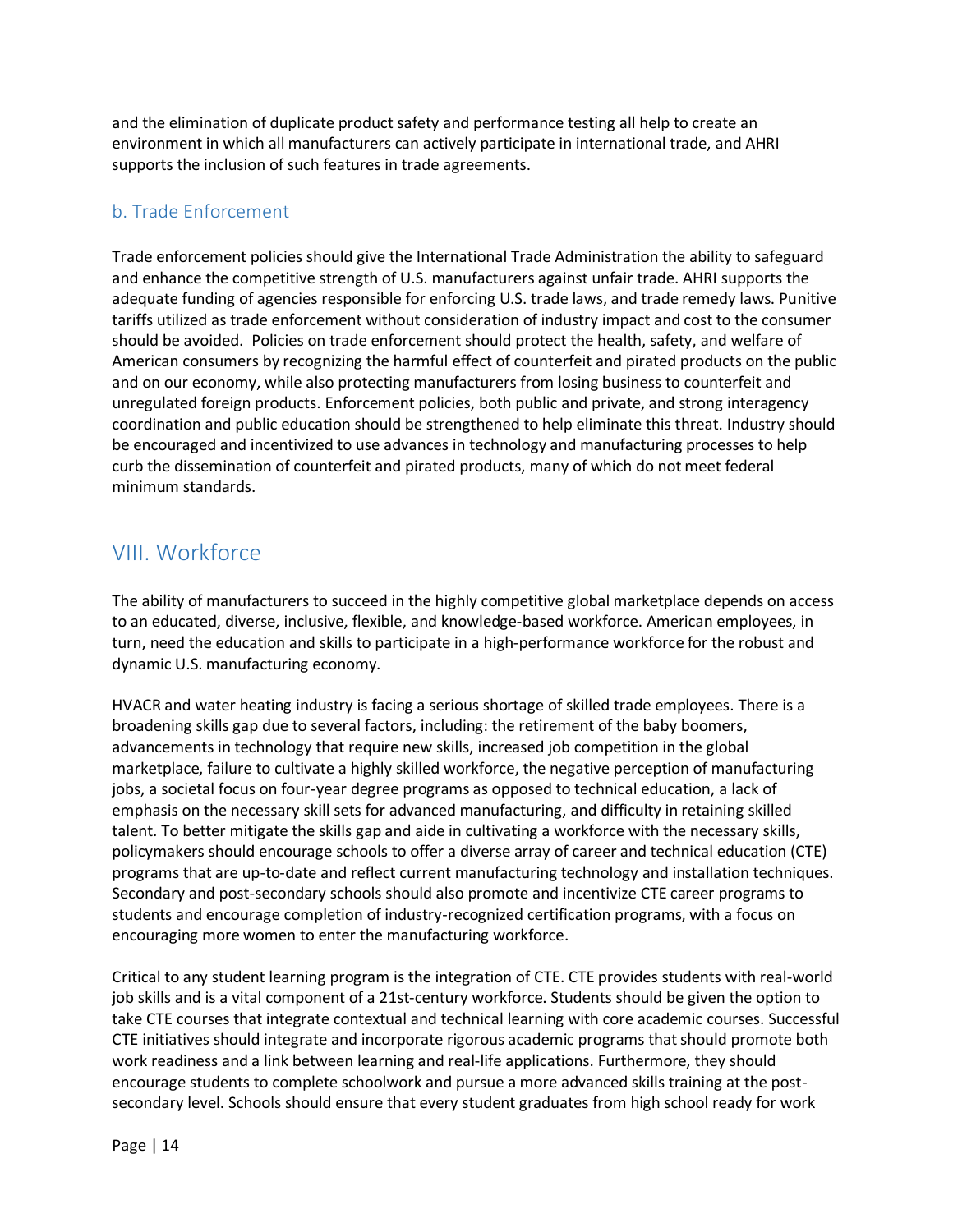and the elimination of duplicate product safety and performance testing all help to create an environment in which all manufacturers can actively participate in international trade, and AHRI supports the inclusion of such features in trade agreements.

### b. Trade Enforcement

Trade enforcement policies should give the International Trade Administration the ability to safeguard and enhance the competitive strength of U.S. manufacturers against unfair trade. AHRI supports the adequate funding of agencies responsible for enforcing U.S. trade laws, and trade remedy laws. Punitive tariffs utilized as trade enforcement without consideration of industry impact and cost to the consumer should be avoided. Policies on trade enforcement should protect the health, safety, and welfare of American consumers by recognizing the harmful effect of counterfeit and pirated products on the public and on our economy, while also protecting manufacturers from losing business to counterfeit and unregulated foreign products. Enforcement policies, both public and private, and strong interagency coordination and public education should be strengthened to help eliminate this threat. Industry should be encouraged and incentivized to use advances in technology and manufacturing processes to help curb the dissemination of counterfeit and pirated products, many of which do not meet federal minimum standards.

## VIII. Workforce

The ability of manufacturers to succeed in the highly competitive global marketplace depends on access to an educated, diverse, inclusive, flexible, and knowledge-based workforce. American employees, in turn, need the education and skills to participate in a high-performance workforce for the robust and dynamic U.S. manufacturing economy.

HVACR and water heating industry is facing a serious shortage of skilled trade employees. There is a broadening skills gap due to several factors, including: the retirement of the baby boomers, advancements in technology that require new skills, increased job competition in the global marketplace, failure to cultivate a highly skilled workforce, the negative perception of manufacturing jobs, a societal focus on four-year degree programs as opposed to technical education, a lack of emphasis on the necessary skill sets for advanced manufacturing, and difficulty in retaining skilled talent. To better mitigate the skills gap and aide in cultivating a workforce with the necessary skills, policymakers should encourage schools to offer a diverse array of career and technical education (CTE) programs that are up-to-date and reflect current manufacturing technology and installation techniques. Secondary and post-secondary schools should also promote and incentivize CTE career programs to students and encourage completion of industry-recognized certification programs, with a focus on encouraging more women to enter the manufacturing workforce.

Critical to any student learning program is the integration of CTE. CTE provides students with real-world job skills and is a vital component of a 21st-century workforce. Students should be given the option to take CTE courses that integrate contextual and technical learning with core academic courses. Successful CTE initiatives should integrate and incorporate rigorous academic programs that should promote both work readiness and a link between learning and real-life applications. Furthermore, they should encourage students to complete schoolwork and pursue a more advanced skills training at the post-secondary level. Schools should ensure that every student graduates from high school ready for work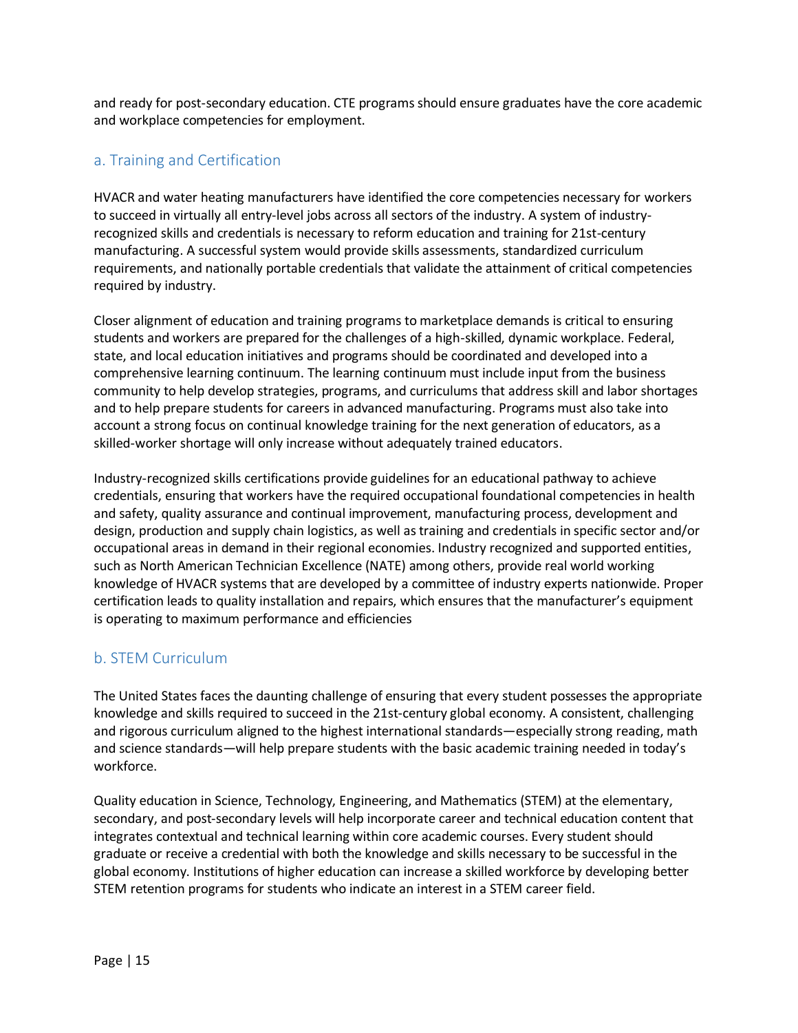and ready for post-secondary education. CTE programs should ensure graduates have the core academic and workplace competencies for employment.

### a. Training and Certification

HVACR and water heating manufacturers have identified the core competencies necessary for workers to succeed in virtually all entry-level jobs across all sectors of the industry. A system of industry-recognized skills and credentials is necessary to reform education and training for 21st-century manufacturing. A successful system would provide skills assessments, standardized curriculum requirements, and nationally portable credentials that validate the attainment of critical competencies required by industry.

Closer alignment of education and training programs to marketplace demands is critical to ensuring students and workers are prepared for the challenges of a high-skilled, dynamic workplace. Federal, state, and local education initiatives and programs should be coordinated and developed into a comprehensive learning continuum. The learning continuum must include input from the business community to help develop strategies, programs, and curriculums that address skill and labor shortages and to help prepare students for careers in advanced manufacturing. Programs must also take into account a strong focus on continual knowledge training for the next generation of educators, as a skilled-worker shortage will only increase without adequately trained educators.

Industry-recognized skills certifications provide guidelines for an educational pathway to achieve credentials, ensuring that workers have the required occupational foundational competencies in health and safety, quality assurance and continual improvement, manufacturing process, development and design, production and supply chain logistics, as well as training and credentials in specific sector and/or occupational areas in demand in their regional economies. Industry recognized and supported entities, such as North American Technician Excellence (NATE) among others, provide real world working knowledge of HVACR systems that are developed by a committee of industry experts nationwide. Proper certification leads to quality installation and repairs, which ensures that the manufacturer's equipment is operating to maximum performance and efficiencies

### b. STEM Curriculum

The United States faces the daunting challenge of ensuring that every student possesses the appropriate knowledge and skills required to succeed in the 21st-century global economy. A consistent, challenging and rigorous curriculum aligned to the highest international standards—especially strong reading, math and science standards—will help prepare students with the basic academic training needed in today's workforce.

Quality education in Science, Technology, Engineering, and Mathematics (STEM) at the elementary, secondary, and post-secondary levels will help incorporate career and technical education content that integrates contextual and technical learning within core academic courses. Every student should graduate or receive a credential with both the knowledge and skills necessary to be successful in the global economy. Institutions of higher education can increase a skilled workforce by developing better STEM retention programs for students who indicate an interest in a STEM career field.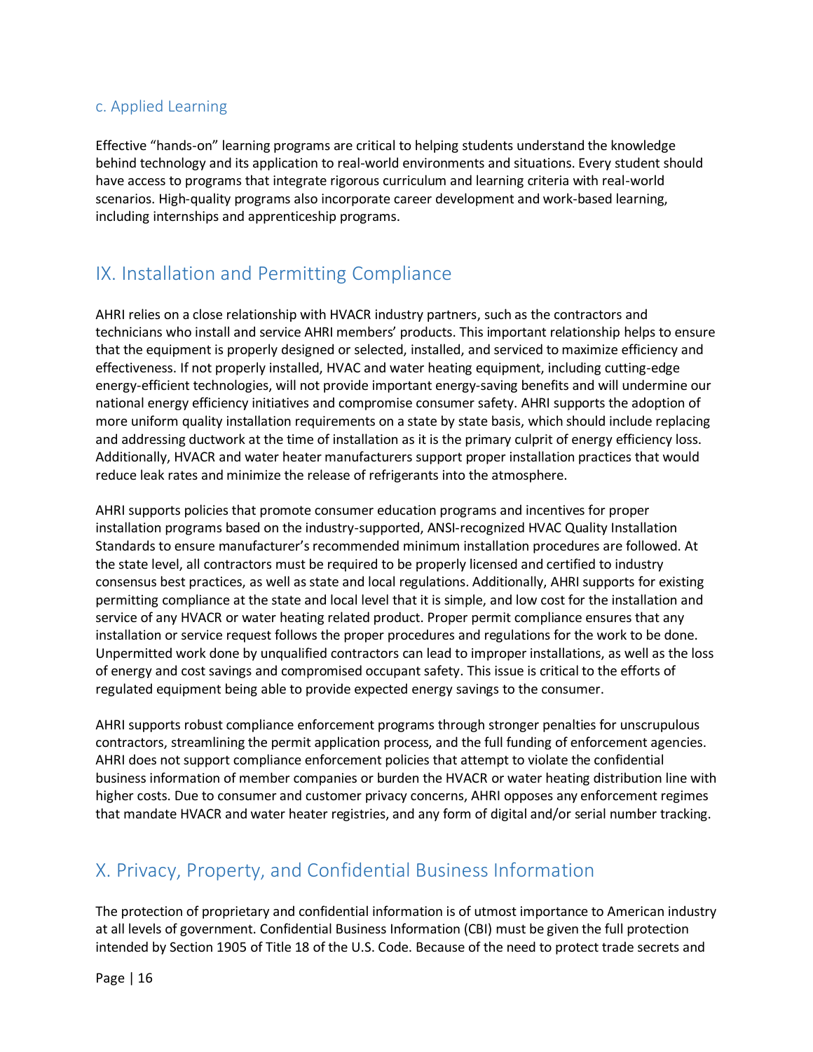### c. Applied Learning

Effective "hands-on" learning programs are critical to helping students understand the knowledge behind technology and its application to real-world environments and situations. Every student should have access to programs that integrate rigorous curriculum and learning criteria with real-world scenarios. High-quality programs also incorporate career development and work-based learning, including internships and apprenticeship programs.

## IX. Installation and Permitting Compliance

AHRI relies on a close relationship with HVACR industry partners, such as the contractors and technicians who install and service AHRI members' products. This important relationship helps to ensure that the equipment is properly designed or selected, installed, and serviced to maximize efficiency and effectiveness. If not properly installed, HVAC and water heating equipment, including cutting-edge energy-efficient technologies, will not provide important energy-saving benefits and will undermine our national energy efficiency initiatives and compromise consumer safety. AHRI supports the adoption of more uniform quality installation requirements on a state by state basis, which should include replacing and addressing ductwork at the time of installation as it is the primary culprit of energy efficiency loss. Additionally, HVACR and water heater manufacturers support proper installation practices that would reduce leak rates and minimize the release of refrigerants into the atmosphere.

AHRI supports policies that promote consumer education programs and incentives for proper installation programs based on the industry-supported, ANSI-recognized HVAC Quality Installation Standards to ensure manufacturer's recommended minimum installation procedures are followed. At the state level, all contractors must be required to be properly licensed and certified to industry consensus best practices, as well as state and local regulations. Additionally, AHRI supports for existing permitting compliance at the state and local level that it is simple, and low cost for the installation and service of any HVACR or water heating related product. Proper permit compliance ensures that any installation or service request follows the proper procedures and regulations for the work to be done. Unpermitted work done by unqualified contractors can lead to improper installations, as well as the loss of energy and cost savings and compromised occupant safety. This issue is critical to the efforts of regulated equipment being able to provide expected energy savings to the consumer.

AHRI supports robust compliance enforcement programs through stronger penalties for unscrupulous contractors, streamlining the permit application process, and the full funding of enforcement agencies. AHRI does not support compliance enforcement policies that attempt to violate the confidential business information of member companies or burden the HVACR or water heating distribution line with higher costs. Due to consumer and customer privacy concerns, AHRI opposes any enforcement regimes that mandate HVACR and water heater registries, and any form of digital and/or serial number tracking.

## X. Privacy, Property, and Confidential Business Information

The protection of proprietary and confidential information is of utmost importance to American industry at all levels of government. Confidential Business Information (CBI) must be given the full protection intended by Section 1905 of Title 18 of the U.S. Code. Because of the need to protect trade secrets and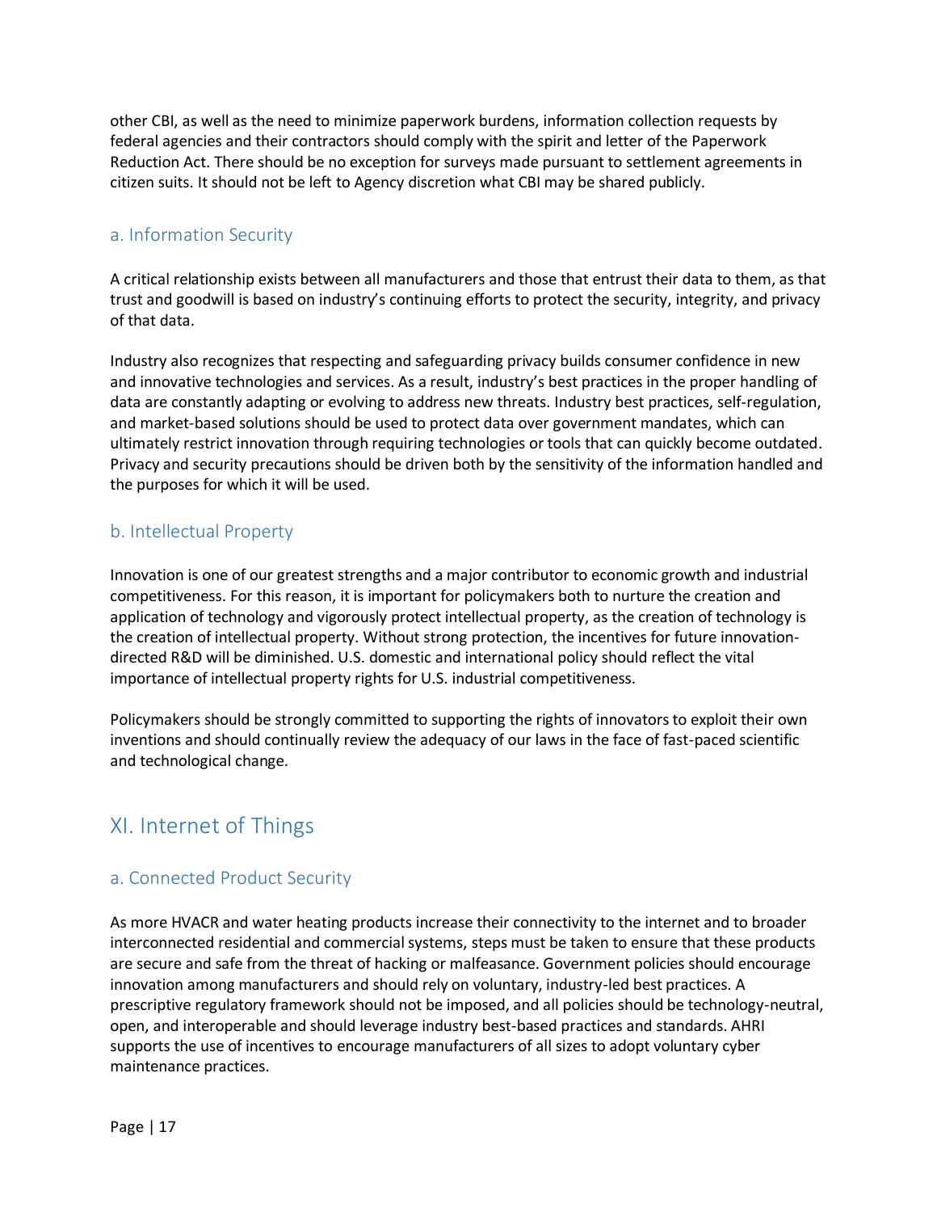other CBI, as well as the need to minimize paperwork burdens, information collection requests by federal agencies and their contractors should comply with the spirit and letter of the Paperwork Reduction Act. There should be no exception for surveys made pursuant to settlement agreements in citizen suits. It should not be left to Agency discretion what CBI may be shared publicly.

### a. Information Security

A critical relationship exists between all manufacturers and those that entrust their data to them, as that trust and goodwill is based on industry's continuing efforts to protect the security, integrity, and privacy of that data.

Industry also recognizes that respecting and safeguarding privacy builds consumer confidence in new and innovative technologies and services. As a result, industry's best practices in the proper handling of data are constantly adapting or evolving to address new threats. Industry best practices, self-regulation, and market-based solutions should be used to protect data over government mandates, which can ultimately restrict innovation through requiring technologies or tools that can quickly become outdated. Privacy and security precautions should be driven both by the sensitivity of the information handled and the purposes for which it will be used.

### b. Intellectual Property

Innovation is one of our greatest strengths and a major contributor to economic growth and industrial competitiveness. For this reason, it is important for policymakers both to nurture the creation and application of technology and vigorously protect intellectual property, as the creation of technology is the creation of intellectual property. Without strong protection, the incentives for future innovation-directed R&D will be diminished. U.S. domestic and international policy should reflect the vital importance of intellectual property rights for U.S. industrial competitiveness.

Policymakers should be strongly committed to supporting the rights of innovators to exploit their own inventions and should continually review the adequacy of our laws in the face of fast-paced scientific and technological change.

## XI. Internet of Things

### a. Connected Product Security

As more HVACR and water heating products increase their connectivity to the internet and to broader interconnected residential and commercial systems, steps must be taken to ensure that these products are secure and safe from the threat of hacking or malfeasance. Government policies should encourage innovation among manufacturers and should rely on voluntary, industry-led best practices. A prescriptive regulatory framework should not be imposed, and all policies should be technology-neutral, open, and interoperable and should leverage industry best-based practices and standards. AHRI supports the use of incentives to encourage manufacturers of all sizes to adopt voluntary cyber maintenance practices.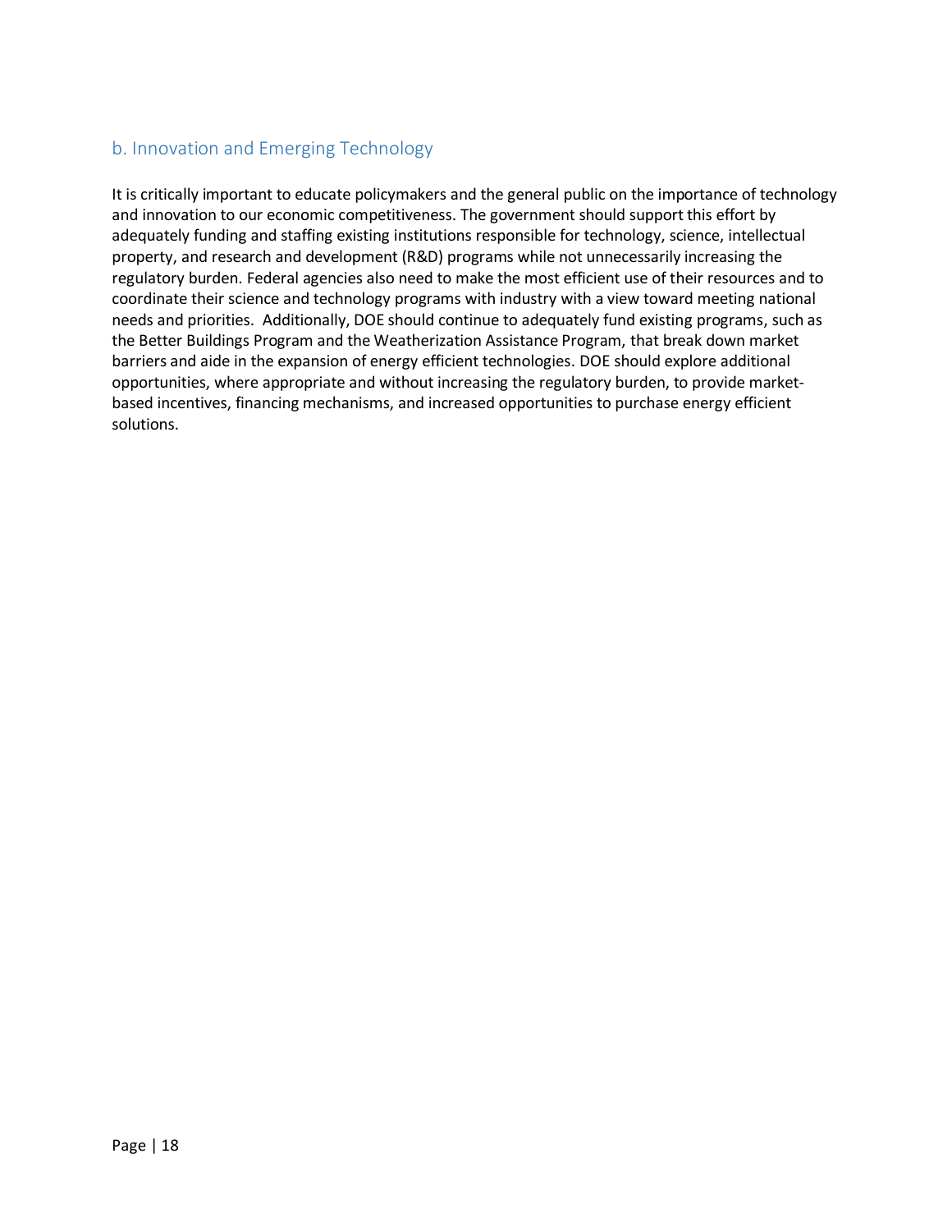### b. Innovation and Emerging Technology

It is critically important to educate policymakers and the general public on the importance of technology and innovation to our economic competitiveness. The government should support this effort by adequately funding and staffing existing institutions responsible for technology, science, intellectual property, and research and development (R&D) programs while not unnecessarily increasing the regulatory burden. Federal agencies also need to make the most efficient use of their resources and to coordinate their science and technology programs with industry with a view toward meeting national needs and priorities. Additionally, DOE should continue to adequately fund existing programs, such as the Better Buildings Program and the Weatherization Assistance Program, that break down market barriers and aide in the expansion of energy efficient technologies. DOE should explore additional opportunities, where appropriate and without increasing the regulatory burden, to provide market-based incentives, financing mechanisms, and increased opportunities to purchase energy efficient solutions.